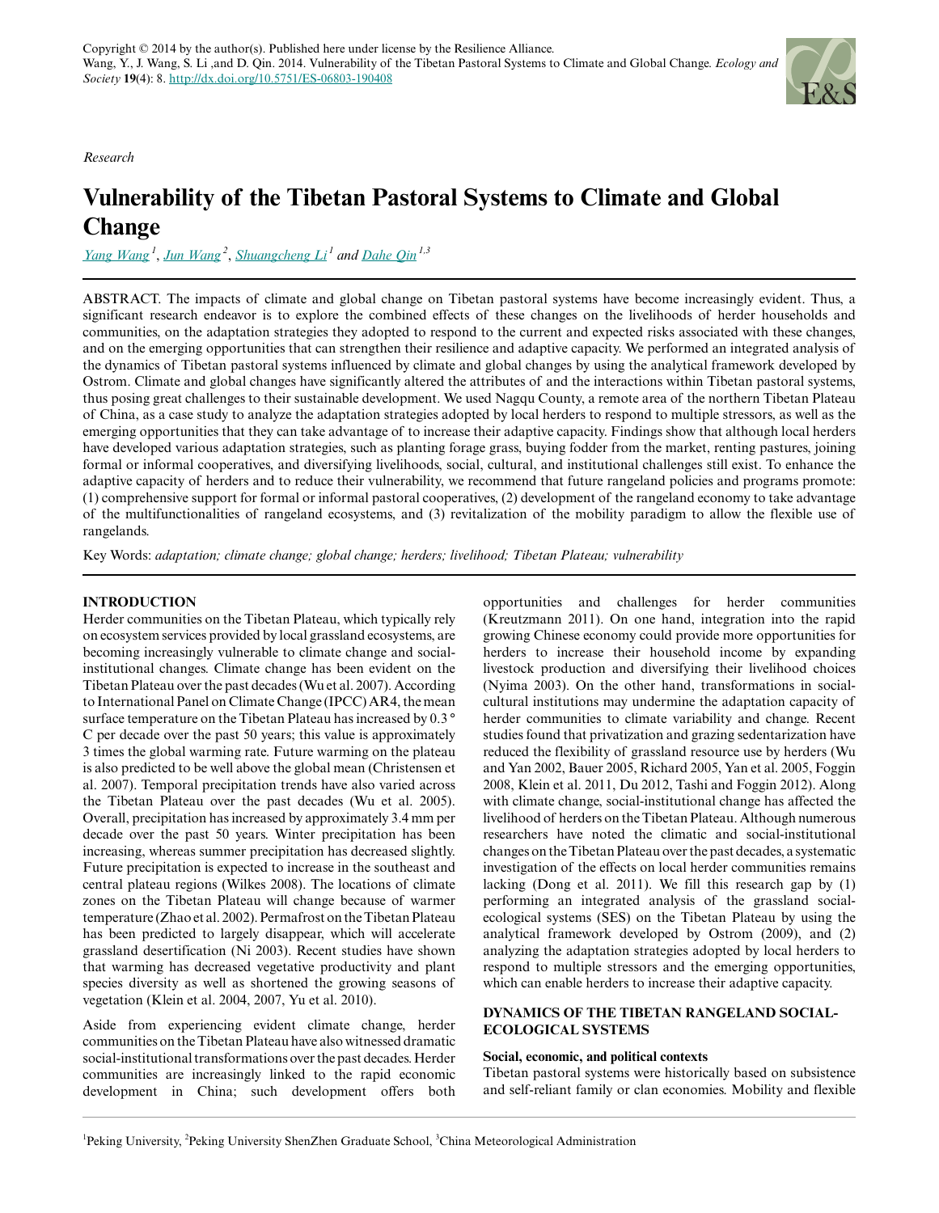Copyright © 2014 by the author(s). Published here under license by the Resilience Alliance.
Wang, Y., J. Wang, S. Li ,and D. Qin. 2014. Vulnerability of the Tibetan Pastoral Systems to Climate and Global Change. *Ecology and Society* **19**(4): 8. http://dx.doi.org/10.5751/ES-06803-190408

*Research*

# Vulnerability of the Tibetan Pastoral Systems to Climate and Global Change

Yang Wang [1], Jun Wang [2], Shuangcheng Li [1] and Dahe Qin [1,3]

ABSTRACT. The impacts of climate and global change on Tibetan pastoral systems have become increasingly evident. Thus, a significant research endeavor is to explore the combined effects of these changes on the livelihoods of herder households and communities, on the adaptation strategies they adopted to respond to the current and expected risks associated with these changes, and on the emerging opportunities that can strengthen their resilience and adaptive capacity. We performed an integrated analysis of the dynamics of Tibetan pastoral systems influenced by climate and global changes by using the analytical framework developed by Ostrom. Climate and global changes have significantly altered the attributes of and the interactions within Tibetan pastoral systems, thus posing great challenges to their sustainable development. We used Nagqu County, a remote area of the northern Tibetan Plateau of China, as a case study to analyze the adaptation strategies adopted by local herders to respond to multiple stressors, as well as the emerging opportunities that they can take advantage of to increase their adaptive capacity. Findings show that although local herders have developed various adaptation strategies, such as planting forage grass, buying fodder from the market, renting pastures, joining formal or informal cooperatives, and diversifying livelihoods, social, cultural, and institutional challenges still exist. To enhance the adaptive capacity of herders and to reduce their vulnerability, we recommend that future rangeland policies and programs promote: (1) comprehensive support for formal or informal pastoral cooperatives, (2) development of the rangeland economy to take advantage of the multifunctionalities of rangeland ecosystems, and (3) revitalization of the mobility paradigm to allow the flexible use of rangelands.

Key Words: *adaptation; climate change; global change; herders; livelihood; Tibetan Plateau; vulnerability*

## INTRODUCTION

Herder communities on the Tibetan Plateau, which typically rely on ecosystem services provided by local grassland ecosystems, are becoming increasingly vulnerable to climate change and social-institutional changes. Climate change has been evident on the Tibetan Plateau over the past decades (Wu et al. 2007). According to International Panel on Climate Change (IPCC) AR4, the mean surface temperature on the Tibetan Plateau has increased by 0.3 °C per decade over the past 50 years; this value is approximately 3 times the global warming rate. Future warming on the plateau is also predicted to be well above the global mean (Christensen et al. 2007). Temporal precipitation trends have also varied across the Tibetan Plateau over the past decades (Wu et al. 2005). Overall, precipitation has increased by approximately 3.4 mm per decade over the past 50 years. Winter precipitation has been increasing, whereas summer precipitation has decreased slightly. Future precipitation is expected to increase in the southeast and central plateau regions (Wilkes 2008). The locations of climate zones on the Tibetan Plateau will change because of warmer temperature (Zhao et al. 2002). Permafrost on the Tibetan Plateau has been predicted to largely disappear, which will accelerate grassland desertification (Ni 2003). Recent studies have shown that warming has decreased vegetative productivity and plant species diversity as well as shortened the growing seasons of vegetation (Klein et al. 2004, 2007, Yu et al. 2010).

Aside from experiencing evident climate change, herder communities on the Tibetan Plateau have also witnessed dramatic social-institutional transformations over the past decades. Herder communities are increasingly linked to the rapid economic development in China; such development offers both opportunities and challenges for herder communities (Kreutzmann 2011). On one hand, integration into the rapid growing Chinese economy could provide more opportunities for herders to increase their household income by expanding livestock production and diversifying their livelihood choices (Nyima 2003). On the other hand, transformations in social-cultural institutions may undermine the adaptation capacity of herder communities to climate variability and change. Recent studies found that privatization and grazing sedentarization have reduced the flexibility of grassland resource use by herders (Wu and Yan 2002, Bauer 2005, Richard 2005, Yan et al. 2005, Foggin 2008, Klein et al. 2011, Du 2012, Tashi and Foggin 2012). Along with climate change, social-institutional change has affected the livelihood of herders on the Tibetan Plateau. Although numerous researchers have noted the climatic and social-institutional changes on the Tibetan Plateau over the past decades, a systematic investigation of the effects on local herder communities remains lacking (Dong et al. 2011). We fill this research gap by (1) performing an integrated analysis of the grassland social-ecological systems (SES) on the Tibetan Plateau by using the analytical framework developed by Ostrom (2009), and (2) analyzing the adaptation strategies adopted by local herders to respond to multiple stressors and the emerging opportunities, which can enable herders to increase their adaptive capacity.

## DYNAMICS OF THE TIBETAN RANGELAND SOCIAL-ECOLOGICAL SYSTEMS

### Social, economic, and political contexts

Tibetan pastoral systems were historically based on subsistence and self-reliant family or clan economies. Mobility and flexible

[1]Peking University, [2]Peking University ShenZhen Graduate School, [3]China Meteorological Administration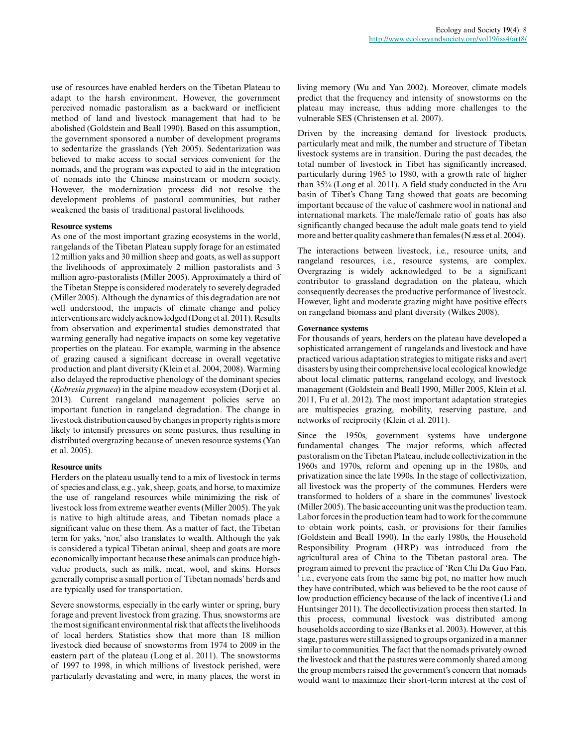use of resources have enabled herders on the Tibetan Plateau to adapt to the harsh environment. However, the government perceived nomadic pastoralism as a backward or inefficient method of land and livestock management that had to be abolished (Goldstein and Beall 1990). Based on this assumption, the government sponsored a number of development programs to sedentarize the grasslands (Yeh 2005). Sedentarization was believed to make access to social services convenient for the nomads, and the program was expected to aid in the integration of nomads into the Chinese mainstream or modern society. However, the modernization process did not resolve the development problems of pastoral communities, but rather weakened the basis of traditional pastoral livelihoods.

**Resource systems**

As one of the most important grazing ecosystems in the world, rangelands of the Tibetan Plateau supply forage for an estimated 12 million yaks and 30 million sheep and goats, as well as support the livelihoods of approximately 2 million pastoralists and 3 million agro-pastoralists (Miller 2005). Approximately a third of the Tibetan Steppe is considered moderately to severely degraded (Miller 2005). Although the dynamics of this degradation are not well understood, the impacts of climate change and policy interventions are widely acknowledged (Dong et al. 2011). Results from observation and experimental studies demonstrated that warming generally had negative impacts on some key vegetative properties on the plateau. For example, warming in the absence of grazing caused a significant decrease in overall vegetative production and plant diversity (Klein et al. 2004, 2008). Warming also delayed the reproductive phenology of the dominant species (*Kobresia pygmaea*) in the alpine meadow ecosystem (Dorji et al. 2013). Current rangeland management policies serve an important function in rangeland degradation. The change in livestock distribution caused by changes in property rights is more likely to intensify pressures on some pastures, thus resulting in distributed overgrazing because of uneven resource systems (Yan et al. 2005).

**Resource units**

Herders on the plateau usually tend to a mix of livestock in terms of species and class, e.g., yak, sheep, goats, and horse, to maximize the use of rangeland resources while minimizing the risk of livestock loss from extreme weather events (Miller 2005). The yak is native to high altitude areas, and Tibetan nomads place a significant value on these them. As a matter of fact, the Tibetan term for yaks, 'nor,' also translates to wealth. Although the yak is considered a typical Tibetan animal, sheep and goats are more economically important because these animals can produce high-value products, such as milk, meat, wool, and skins. Horses generally comprise a small portion of Tibetan nomads' herds and are typically used for transportation.

Severe snowstorms, especially in the early winter or spring, bury forage and prevent livestock from grazing. Thus, snowstorms are the most significant environmental risk that affects the livelihoods of local herders. Statistics show that more than 18 million livestock died because of snowstorms from 1974 to 2009 in the eastern part of the plateau (Long et al. 2011). The snowstorms of 1997 to 1998, in which millions of livestock perished, were particularly devastating and were, in many places, the worst in living memory (Wu and Yan 2002). Moreover, climate models predict that the frequency and intensity of snowstorms on the plateau may increase, thus adding more challenges to the vulnerable SES (Christensen et al. 2007).

Driven by the increasing demand for livestock products, particularly meat and milk, the number and structure of Tibetan livestock systems are in transition. During the past decades, the total number of livestock in Tibet has significantly increased, particularly during 1965 to 1980, with a growth rate of higher than 35% (Long et al. 2011). A field study conducted in the Aru basin of Tibet's Chang Tang showed that goats are becoming important because of the value of cashmere wool in national and international markets. The male/female ratio of goats has also significantly changed because the adult male goats tend to yield more and better quality cashmere than females (Næss et al. 2004).

The interactions between livestock, i.e., resource units, and rangeland resources, i.e., resource systems, are complex. Overgrazing is widely acknowledged to be a significant contributor to grassland degradation on the plateau, which consequently decreases the productive performance of livestock. However, light and moderate grazing might have positive effects on rangeland biomass and plant diversity (Wilkes 2008).

**Governance systems**

For thousands of years, herders on the plateau have developed a sophisticated arrangement of rangelands and livestock and have practiced various adaptation strategies to mitigate risks and avert disasters by using their comprehensive local ecological knowledge about local climatic patterns, rangeland ecology, and livestock management (Goldstein and Beall 1990, Miller 2005, Klein et al. 2011, Fu et al. 2012). The most important adaptation strategies are multispecies grazing, mobility, reserving pasture, and networks of reciprocity (Klein et al. 2011).

Since the 1950s, government systems have undergone fundamental changes. The major reforms, which affected pastoralism on the Tibetan Plateau, include collectivization in the 1960s and 1970s, reform and opening up in the 1980s, and privatization since the late 1990s. In the stage of collectivization, all livestock was the property of the communes. Herders were transformed to holders of a share in the communes' livestock (Miller 2005). The basic accounting unit was the production team. Labor forces in the production team had to work for the commune to obtain work points, cash, or provisions for their families (Goldstein and Beall 1990). In the early 1980s, the Household Responsibility Program (HRP) was introduced from the agricultural area of China to the Tibetan pastoral area. The program aimed to prevent the practice of 'Ren Chi Da Guo Fan, ' i.e., everyone eats from the same big pot, no matter how much they have contributed, which was believed to be the root cause of low production efficiency because of the lack of incentive (Li and Huntsinger 2011). The decollectivization process then started. In this process, communal livestock was distributed among households according to size (Banks et al. 2003). However, at this stage, pastures were still assigned to groups organized in a manner similar to communities. The fact that the nomads privately owned the livestock and that the pastures were commonly shared among the group members raised the government's concern that nomads would want to maximize their short-term interest at the cost of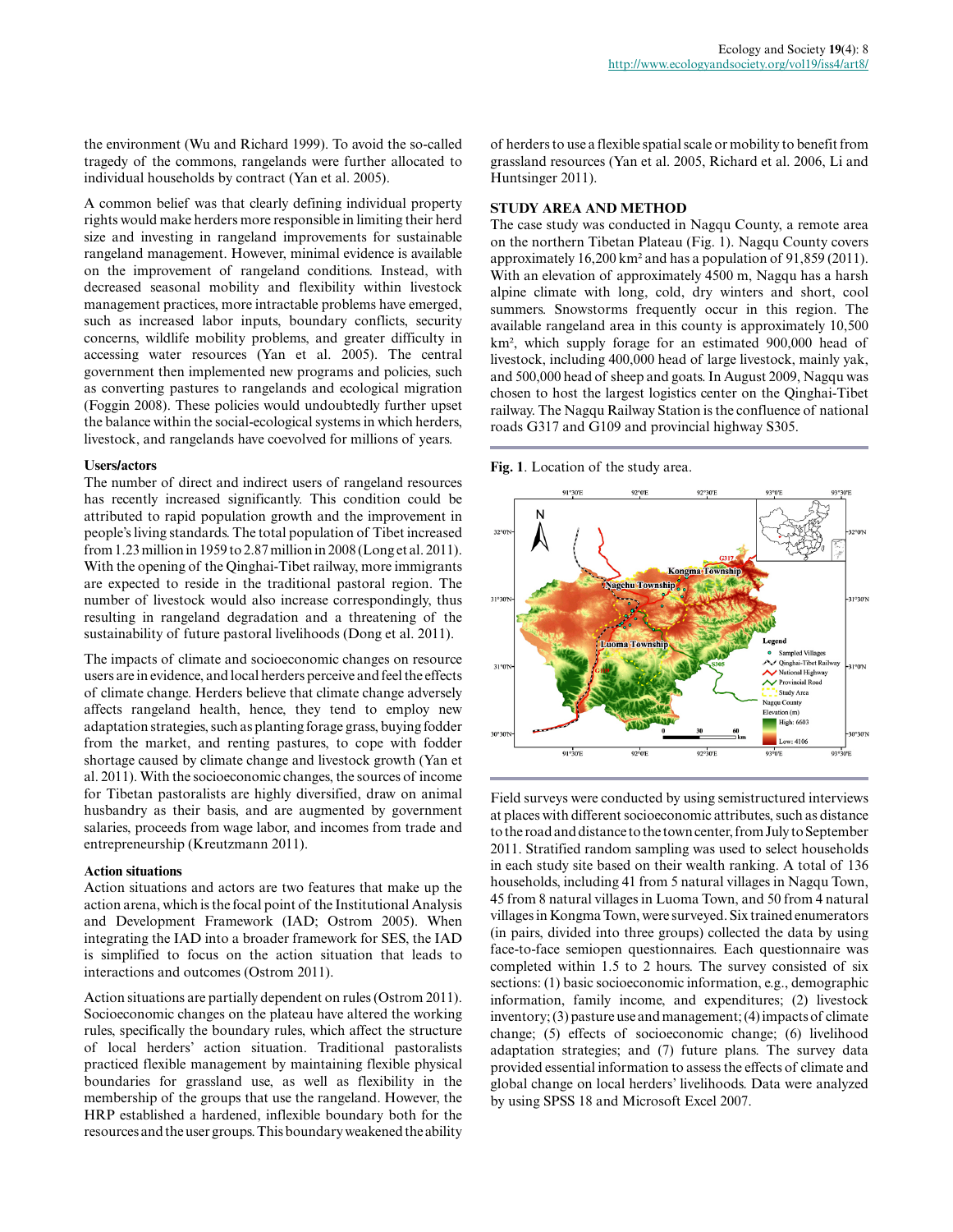the environment (Wu and Richard 1999). To avoid the so-called tragedy of the commons, rangelands were further allocated to individual households by contract (Yan et al. 2005).

A common belief was that clearly defining individual property rights would make herders more responsible in limiting their herd size and investing in rangeland improvements for sustainable rangeland management. However, minimal evidence is available on the improvement of rangeland conditions. Instead, with decreased seasonal mobility and flexibility within livestock management practices, more intractable problems have emerged, such as increased labor inputs, boundary conflicts, security concerns, wildlife mobility problems, and greater difficulty in accessing water resources (Yan et al. 2005). The central government then implemented new programs and policies, such as converting pastures to rangelands and ecological migration (Foggin 2008). These policies would undoubtedly further upset the balance within the social-ecological systems in which herders, livestock, and rangelands have coevolved for millions of years.

### Users/actors

The number of direct and indirect users of rangeland resources has recently increased significantly. This condition could be attributed to rapid population growth and the improvement in people's living standards. The total population of Tibet increased from 1.23 million in 1959 to 2.87 million in 2008 (Long et al. 2011). With the opening of the Qinghai-Tibet railway, more immigrants are expected to reside in the traditional pastoral region. The number of livestock would also increase correspondingly, thus resulting in rangeland degradation and a threatening of the sustainability of future pastoral livelihoods (Dong et al. 2011).

The impacts of climate and socioeconomic changes on resource users are in evidence, and local herders perceive and feel the effects of climate change. Herders believe that climate change adversely affects rangeland health, hence, they tend to employ new adaptation strategies, such as planting forage grass, buying fodder from the market, and renting pastures, to cope with fodder shortage caused by climate change and livestock growth (Yan et al. 2011). With the socioeconomic changes, the sources of income for Tibetan pastoralists are highly diversified, draw on animal husbandry as their basis, and are augmented by government salaries, proceeds from wage labor, and incomes from trade and entrepreneurship (Kreutzmann 2011).

### Action situations

Action situations and actors are two features that make up the action arena, which is the focal point of the Institutional Analysis and Development Framework (IAD; Ostrom 2005). When integrating the IAD into a broader framework for SES, the IAD is simplified to focus on the action situation that leads to interactions and outcomes (Ostrom 2011).

Action situations are partially dependent on rules (Ostrom 2011). Socioeconomic changes on the plateau have altered the working rules, specifically the boundary rules, which affect the structure of local herders' action situation. Traditional pastoralists practiced flexible management by maintaining flexible physical boundaries for grassland use, as well as flexibility in the membership of the groups that use the rangeland. However, the HRP established a hardened, inflexible boundary both for the resources and the user groups. This boundary weakened the ability of herders to use a flexible spatial scale or mobility to benefit from grassland resources (Yan et al. 2005, Richard et al. 2006, Li and Huntsinger 2011).

## STUDY AREA AND METHOD

The case study was conducted in Nagqu County, a remote area on the northern Tibetan Plateau (Fig. 1). Nagqu County covers approximately 16,200 km² and has a population of 91,859 (2011). With an elevation of approximately 4500 m, Nagqu has a harsh alpine climate with long, cold, dry winters and short, cool summers. Snowstorms frequently occur in this region. The available rangeland area in this county is approximately 10,500 km², which supply forage for an estimated 900,000 head of livestock, including 400,000 head of large livestock, mainly yak, and 500,000 head of sheep and goats. In August 2009, Nagqu was chosen to host the largest logistics center on the Qinghai-Tibet railway. The Nagqu Railway Station is the confluence of national roads G317 and G109 and provincial highway S305.

**Fig. 1**. Location of the study area.

Field surveys were conducted by using semistructured interviews at places with different socioeconomic attributes, such as distance to the road and distance to the town center, from July to September 2011. Stratified random sampling was used to select households in each study site based on their wealth ranking. A total of 136 households, including 41 from 5 natural villages in Nagqu Town, 45 from 8 natural villages in Luoma Town, and 50 from 4 natural villages in Kongma Town, were surveyed. Six trained enumerators (in pairs, divided into three groups) collected the data by using face-to-face semiopen questionnaires. Each questionnaire was completed within 1.5 to 2 hours. The survey consisted of six sections: (1) basic socioeconomic information, e.g., demographic information, family income, and expenditures; (2) livestock inventory; (3) pasture use and management; (4) impacts of climate change; (5) effects of socioeconomic change; (6) livelihood adaptation strategies; and (7) future plans. The survey data provided essential information to assess the effects of climate and global change on local herders' livelihoods. Data were analyzed by using SPSS 18 and Microsoft Excel 2007.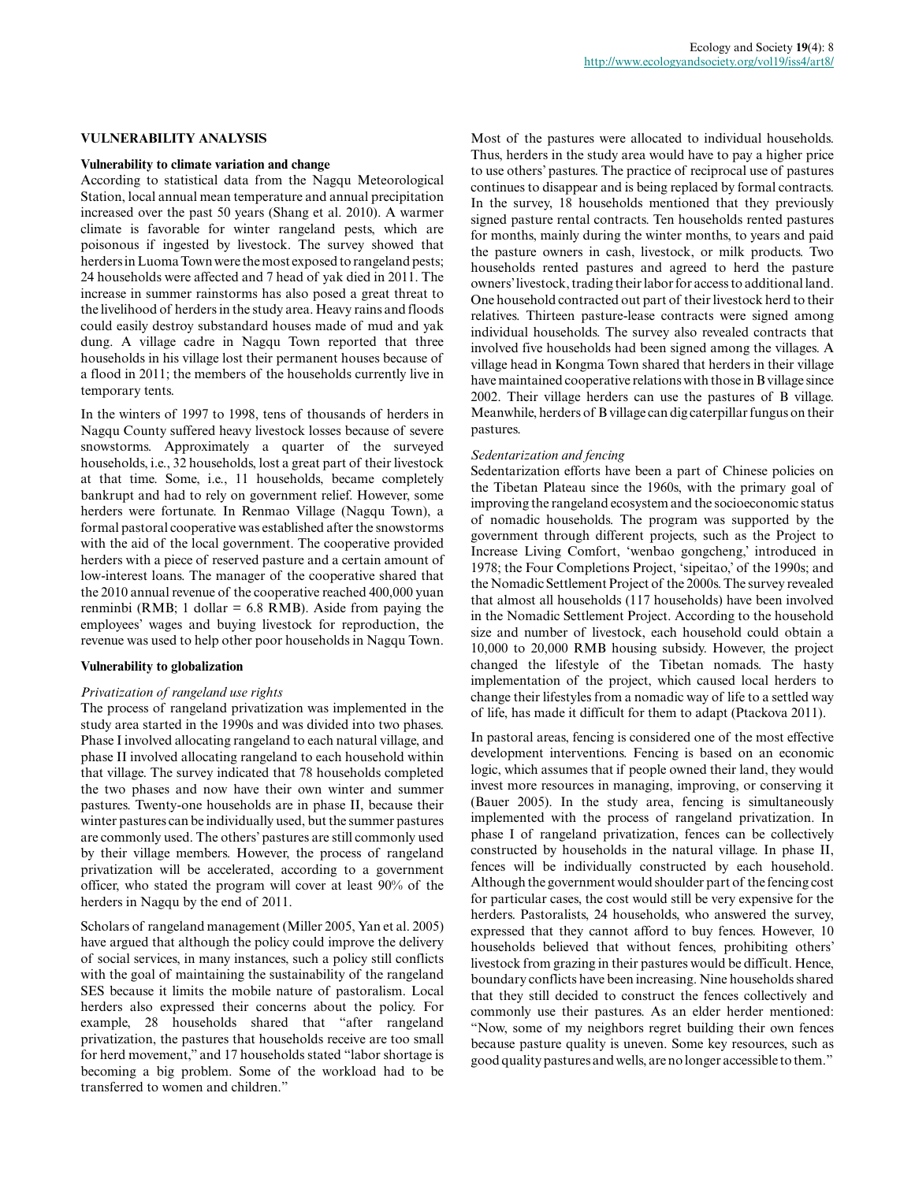## VULNERABILITY ANALYSIS

### Vulnerability to climate variation and change

According to statistical data from the Nagqu Meteorological Station, local annual mean temperature and annual precipitation increased over the past 50 years (Shang et al. 2010). A warmer climate is favorable for winter rangeland pests, which are poisonous if ingested by livestock. The survey showed that herders in Luoma Town were the most exposed to rangeland pests; 24 households were affected and 7 head of yak died in 2011. The increase in summer rainstorms has also posed a great threat to the livelihood of herders in the study area. Heavy rains and floods could easily destroy substandard houses made of mud and yak dung. A village cadre in Nagqu Town reported that three households in his village lost their permanent houses because of a flood in 2011; the members of the households currently live in temporary tents.

In the winters of 1997 to 1998, tens of thousands of herders in Nagqu County suffered heavy livestock losses because of severe snowstorms. Approximately a quarter of the surveyed households, i.e., 32 households, lost a great part of their livestock at that time. Some, i.e., 11 households, became completely bankrupt and had to rely on government relief. However, some herders were fortunate. In Renmao Village (Nagqu Town), a formal pastoral cooperative was established after the snowstorms with the aid of the local government. The cooperative provided herders with a piece of reserved pasture and a certain amount of low-interest loans. The manager of the cooperative shared that the 2010 annual revenue of the cooperative reached 400,000 yuan renminbi (RMB; 1 dollar = 6.8 RMB). Aside from paying the employees' wages and buying livestock for reproduction, the revenue was used to help other poor households in Nagqu Town.

### Vulnerability to globalization

*Privatization of rangeland use rights*

The process of rangeland privatization was implemented in the study area started in the 1990s and was divided into two phases. Phase I involved allocating rangeland to each natural village, and phase II involved allocating rangeland to each household within that village. The survey indicated that 78 households completed the two phases and now have their own winter and summer pastures. Twenty-one households are in phase II, because their winter pastures can be individually used, but the summer pastures are commonly used. The others' pastures are still commonly used by their village members. However, the process of rangeland privatization will be accelerated, according to a government officer, who stated the program will cover at least 90% of the herders in Nagqu by the end of 2011.

Scholars of rangeland management (Miller 2005, Yan et al. 2005) have argued that although the policy could improve the delivery of social services, in many instances, such a policy still conflicts with the goal of maintaining the sustainability of the rangeland SES because it limits the mobile nature of pastoralism. Local herders also expressed their concerns about the policy. For example, 28 households shared that "after rangeland privatization, the pastures that households receive are too small for herd movement," and 17 households stated "labor shortage is becoming a big problem. Some of the workload had to be transferred to women and children."

Most of the pastures were allocated to individual households. Thus, herders in the study area would have to pay a higher price to use others' pastures. The practice of reciprocal use of pastures continues to disappear and is being replaced by formal contracts. In the survey, 18 households mentioned that they previously signed pasture rental contracts. Ten households rented pastures for months, mainly during the winter months, to years and paid the pasture owners in cash, livestock, or milk products. Two households rented pastures and agreed to herd the pasture owners' livestock, trading their labor for access to additional land. One household contracted out part of their livestock herd to their relatives. Thirteen pasture-lease contracts were signed among individual households. The survey also revealed contracts that involved five households had been signed among the villages. A village head in Kongma Town shared that herders in their village have maintained cooperative relations with those in B village since 2002. Their village herders can use the pastures of B village. Meanwhile, herders of B village can dig caterpillar fungus on their pastures.

*Sedentarization and fencing*

Sedentarization efforts have been a part of Chinese policies on the Tibetan Plateau since the 1960s, with the primary goal of improving the rangeland ecosystem and the socioeconomic status of nomadic households. The program was supported by the government through different projects, such as the Project to Increase Living Comfort, 'wenbao gongcheng,' introduced in 1978; the Four Completions Project, 'sipeitao,' of the 1990s; and the Nomadic Settlement Project of the 2000s. The survey revealed that almost all households (117 households) have been involved in the Nomadic Settlement Project. According to the household size and number of livestock, each household could obtain a 10,000 to 20,000 RMB housing subsidy. However, the project changed the lifestyle of the Tibetan nomads. The hasty implementation of the project, which caused local herders to change their lifestyles from a nomadic way of life to a settled way of life, has made it difficult for them to adapt (Ptackova 2011).

In pastoral areas, fencing is considered one of the most effective development interventions. Fencing is based on an economic logic, which assumes that if people owned their land, they would invest more resources in managing, improving, or conserving it (Bauer 2005). In the study area, fencing is simultaneously implemented with the process of rangeland privatization. In phase I of rangeland privatization, fences can be collectively constructed by households in the natural village. In phase II, fences will be individually constructed by each household. Although the government would shoulder part of the fencing cost for particular cases, the cost would still be very expensive for the herders. Pastoralists, 24 households, who answered the survey, expressed that they cannot afford to buy fences. However, 10 households believed that without fences, prohibiting others' livestock from grazing in their pastures would be difficult. Hence, boundary conflicts have been increasing. Nine households shared that they still decided to construct the fences collectively and commonly use their pastures. As an elder herder mentioned: "Now, some of my neighbors regret building their own fences because pasture quality is uneven. Some key resources, such as good quality pastures and wells, are no longer accessible to them."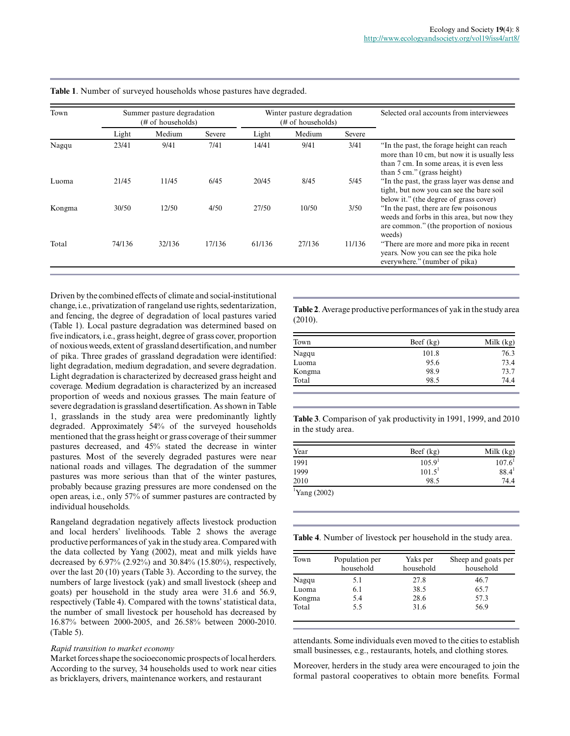**Table 1**. Number of surveyed households whose pastures have degraded.

| Town | Summer pasture degradation (# of households) | | | Winter pasture degradation (# of households) | | | Selected oral accounts from interviewees |
|---|---|---|---|---|---|---|---|
| | Light | Medium | Severe | Light | Medium | Severe | |
| Nagqu | 23/41 | 9/41 | 7/41 | 14/41 | 9/41 | 3/41 | "In the past, the forage height can reach more than 10 cm, but now it is usually less than 7 cm. In some areas, it is even less than 5 cm." (grass height) |
| Luoma | 21/45 | 11/45 | 6/45 | 20/45 | 8/45 | 5/45 | "In the past, the grass layer was dense and tight, but now you can see the bare soil below it." (the degree of grass cover) |
| Kongma | 30/50 | 12/50 | 4/50 | 27/50 | 10/50 | 3/50 | "In the past, there are few poisonous weeds and forbs in this area, but now they are common." (the proportion of noxious weeds) |
| Total | 74/136 | 32/136 | 17/136 | 61/136 | 27/136 | 11/136 | "There are more and more pika in recent years. Now you can see the pika hole everywhere." (number of pika) |

Driven by the combined effects of climate and social-institutional change, i.e., privatization of rangeland use rights, sedentarization, and fencing, the degree of degradation of local pastures varied (Table 1). Local pasture degradation was determined based on five indicators, i.e., grass height, degree of grass cover, proportion of noxious weeds, extent of grassland desertification, and number of pika. Three grades of grassland degradation were identified: light degradation, medium degradation, and severe degradation. Light degradation is characterized by decreased grass height and coverage. Medium degradation is characterized by an increased proportion of weeds and noxious grasses. The main feature of severe degradation is grassland desertification. As shown in Table 1, grasslands in the study area were predominantly lightly degraded. Approximately 54% of the surveyed households mentioned that the grass height or grass coverage of their summer pastures decreased, and 45% stated the decrease in winter pastures. Most of the severely degraded pastures were near national roads and villages. The degradation of the summer pastures was more serious than that of the winter pastures, probably because grazing pressures are more condensed on the open areas, i.e., only 57% of summer pastures are contracted by individual households.

Rangeland degradation negatively affects livestock production and local herders' livelihoods. Table 2 shows the average productive performances of yak in the study area. Compared with the data collected by Yang (2002), meat and milk yields have decreased by 6.97% (2.92%) and 30.84% (15.80%), respectively, over the last 20 (10) years (Table 3). According to the survey, the numbers of large livestock (yak) and small livestock (sheep and goats) per household in the study area were 31.6 and 56.9, respectively (Table 4). Compared with the towns' statistical data, the number of small livestock per household has decreased by 16.87% between 2000-2005, and 26.58% between 2000-2010. (Table 5).

*Rapid transition to market economy*

Market forces shape the socioeconomic prospects of local herders. According to the survey, 34 households used to work near cities as bricklayers, drivers, maintenance workers, and restaurant attendants. Some individuals even moved to the cities to establish small businesses, e.g., restaurants, hotels, and clothing stores.

Moreover, herders in the study area were encouraged to join the formal pastoral cooperatives to obtain more benefits. Formal

**Table 2**. Average productive performances of yak in the study area (2010).

| Town | Beef (kg) | Milk (kg) |
|---|---|---|
| Nagqu | 101.8 | 76.3 |
| Luoma | 95.6 | 73.4 |
| Kongma | 98.9 | 73.7 |
| Total | 98.5 | 74.4 |

**Table 3**. Comparison of yak productivity in 1991, 1999, and 2010 in the study area.

| Year | Beef (kg) | Milk (kg) |
|---|---|---|
| 1991 | 105.9[1] | 107.6[1] |
| 1999 | 101.5[1] | 88.4[1] |
| 2010 | 98.5 | 74.4 |

[1]Yang (2002)

**Table 4**. Number of livestock per household in the study area.

| Town | Population per household | Yaks per household | Sheep and goats per household |
|---|---|---|---|
| Nagqu | 5.1 | 27.8 | 46.7 |
| Luoma | 6.1 | 38.5 | 65.7 |
| Kongma | 5.4 | 28.6 | 57.3 |
| Total | 5.5 | 31.6 | 56.9 |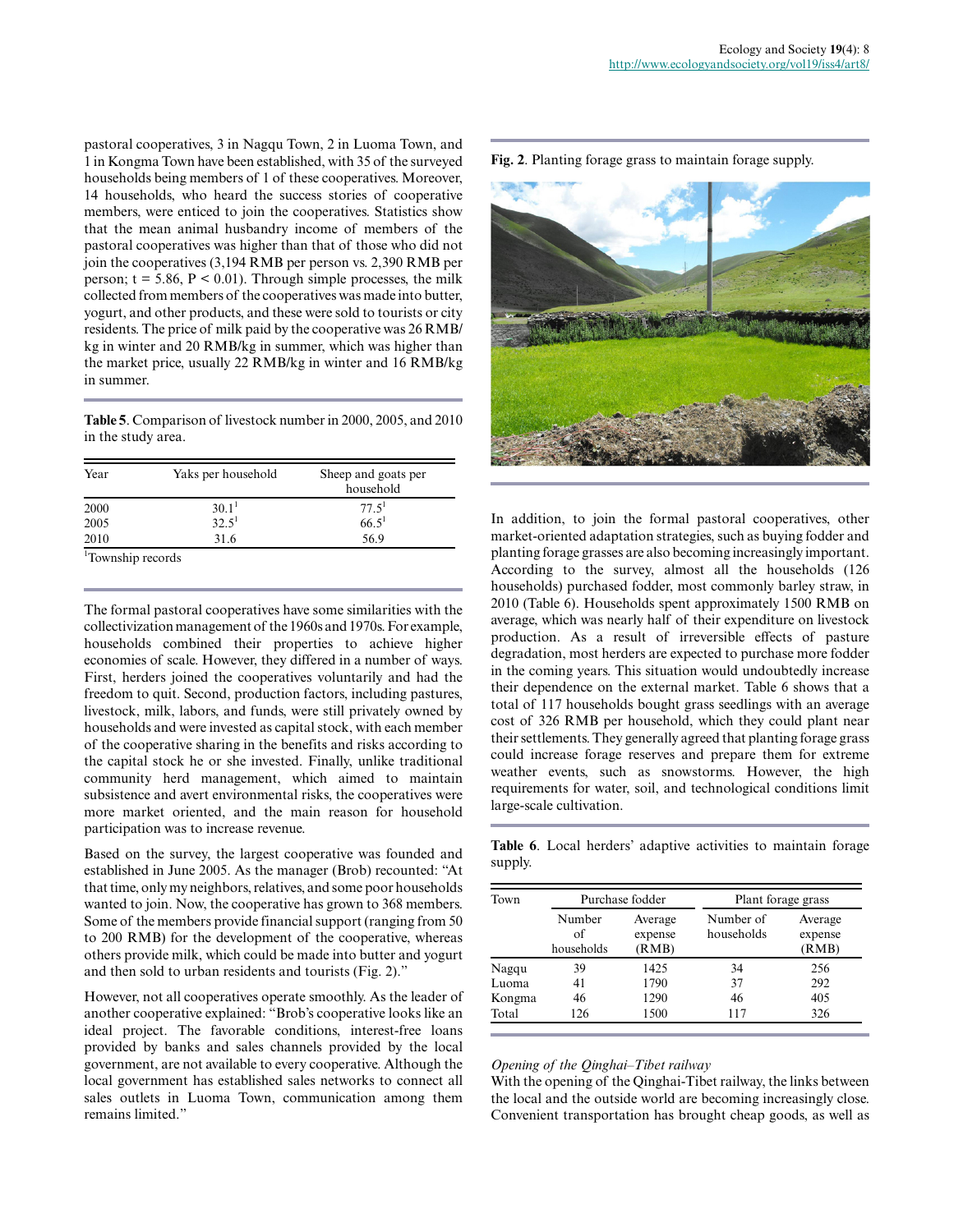pastoral cooperatives, 3 in Nagqu Town, 2 in Luoma Town, and 1 in Kongma Town have been established, with 35 of the surveyed households being members of 1 of these cooperatives. Moreover, 14 households, who heard the success stories of cooperative members, were enticed to join the cooperatives. Statistics show that the mean animal husbandry income of members of the pastoral cooperatives was higher than that of those who did not join the cooperatives (3,194 RMB per person vs. 2,390 RMB per person; $t = 5.86$, $P < 0.01$). Through simple processes, the milk collected from members of the cooperatives was made into butter, yogurt, and other products, and these were sold to tourists or city residents. The price of milk paid by the cooperative was 26 RMB/kg in winter and 20 RMB/kg in summer, which was higher than the market price, usually 22 RMB/kg in winter and 16 RMB/kg in summer.

**Table 5**. Comparison of livestock number in 2000, 2005, and 2010 in the study area.

| Year | Yaks per household | Sheep and goats per household |
|---|---|---|
| 2000 | 30.1[1] | 77.5[1] |
| 2005 | 32.5[1] | 66.5[1] |
| 2010 | 31.6 | 56.9 |

[1]Township records

The formal pastoral cooperatives have some similarities with the collectivization management of the 1960s and 1970s. For example, households combined their properties to achieve higher economies of scale. However, they differed in a number of ways. First, herders joined the cooperatives voluntarily and had the freedom to quit. Second, production factors, including pastures, livestock, milk, labors, and funds, were still privately owned by households and were invested as capital stock, with each member of the cooperative sharing in the benefits and risks according to the capital stock he or she invested. Finally, unlike traditional community herd management, which aimed to maintain subsistence and avert environmental risks, the cooperatives were more market oriented, and the main reason for household participation was to increase revenue.

Based on the survey, the largest cooperative was founded and established in June 2005. As the manager (Brob) recounted: "At that time, only my neighbors, relatives, and some poor households wanted to join. Now, the cooperative has grown to 368 members. Some of the members provide financial support (ranging from 50 to 200 RMB) for the development of the cooperative, whereas others provide milk, which could be made into butter and yogurt and then sold to urban residents and tourists (Fig. 2)."

However, not all cooperatives operate smoothly. As the leader of another cooperative explained: "Brob's cooperative looks like an ideal project. The favorable conditions, interest-free loans provided by banks and sales channels provided by the local government, are not available to every cooperative. Although the local government has established sales networks to connect all sales outlets in Luoma Town, communication among them remains limited."

**Fig. 2**. Planting forage grass to maintain forage supply.

In addition, to join the formal pastoral cooperatives, other market-oriented adaptation strategies, such as buying fodder and planting forage grasses are also becoming increasingly important. According to the survey, almost all the households (126 households) purchased fodder, most commonly barley straw, in 2010 (Table 6). Households spent approximately 1500 RMB on average, which was nearly half of their expenditure on livestock production. As a result of irreversible effects of pasture degradation, most herders are expected to purchase more fodder in the coming years. This situation would undoubtedly increase their dependence on the external market. Table 6 shows that a total of 117 households bought grass seedlings with an average cost of 326 RMB per household, which they could plant near their settlements. They generally agreed that planting forage grass could increase forage reserves and prepare them for extreme weather events, such as snowstorms. However, the high requirements for water, soil, and technological conditions limit large-scale cultivation.

**Table 6**. Local herders' adaptive activities to maintain forage supply.

| Town | Purchase fodder | | Plant forage grass | |
|---|---|---|---|---|
| | Number of households | Average expense (RMB) | Number of households | Average expense (RMB) |
| Nagqu | 39 | 1425 | 34 | 256 |
| Luoma | 41 | 1790 | 37 | 292 |
| Kongma | 46 | 1290 | 46 | 405 |
| Total | 126 | 1500 | 117 | 326 |

*Opening of the Qinghai–Tibet railway*

With the opening of the Qinghai-Tibet railway, the links between the local and the outside world are becoming increasingly close. Convenient transportation has brought cheap goods, as well as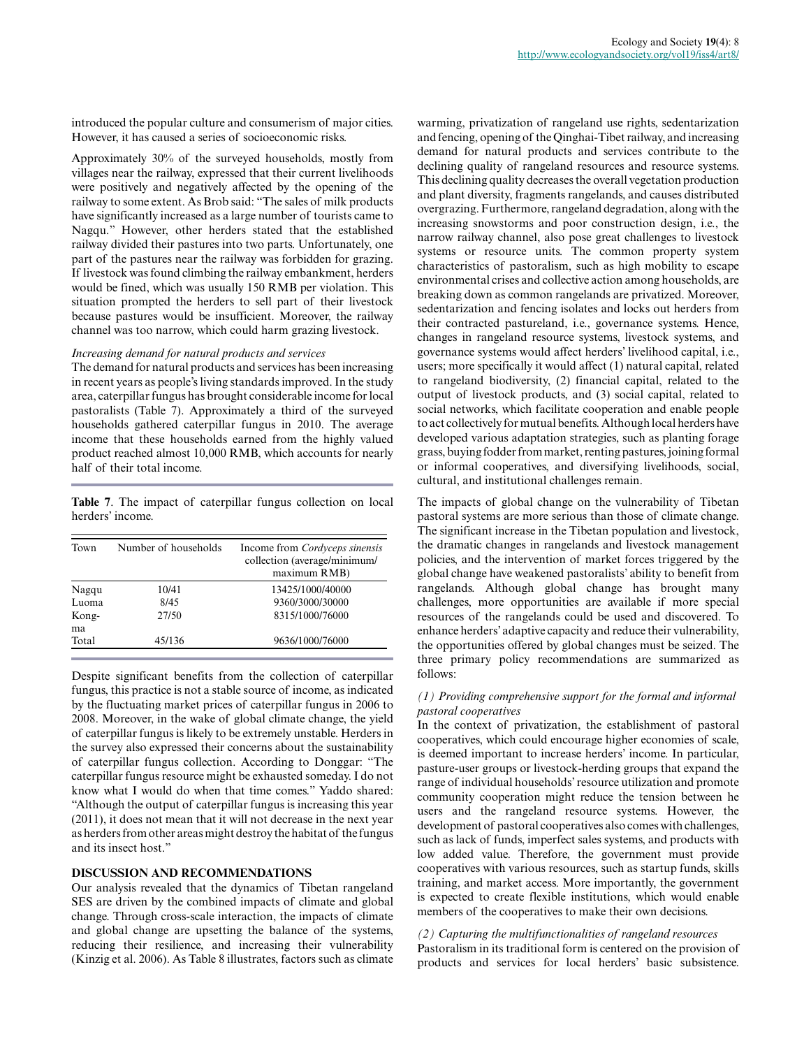introduced the popular culture and consumerism of major cities. However, it has caused a series of socioeconomic risks.

Approximately 30% of the surveyed households, mostly from villages near the railway, expressed that their current livelihoods were positively and negatively affected by the opening of the railway to some extent. As Brob said: "The sales of milk products have significantly increased as a large number of tourists came to Nagqu." However, other herders stated that the established railway divided their pastures into two parts. Unfortunately, one part of the pastures near the railway was forbidden for grazing. If livestock was found climbing the railway embankment, herders would be fined, which was usually 150 RMB per violation. This situation prompted the herders to sell part of their livestock because pastures would be insufficient. Moreover, the railway channel was too narrow, which could harm grazing livestock.

*Increasing demand for natural products and services*

The demand for natural products and services has been increasing in recent years as people's living standards improved. In the study area, caterpillar fungus has brought considerable income for local pastoralists (Table 7). Approximately a third of the surveyed households gathered caterpillar fungus in 2010. The average income that these households earned from the highly valued product reached almost 10,000 RMB, which accounts for nearly half of their total income.

**Table 7**. The impact of caterpillar fungus collection on local herders' income.

| Town | Number of households | Income from *Cordyceps sinensis* collection (average/minimum/ maximum RMB) |
|---|---|---|
| Nagqu | 10/41 | 13425/1000/40000 |
| Luoma | 8/45 | 9360/3000/30000 |
| Kong-ma | 27/50 | 8315/1000/76000 |
| Total | 45/136 | 9636/1000/76000 |

Despite significant benefits from the collection of caterpillar fungus, this practice is not a stable source of income, as indicated by the fluctuating market prices of caterpillar fungus in 2006 to 2008. Moreover, in the wake of global climate change, the yield of caterpillar fungus is likely to be extremely unstable. Herders in the survey also expressed their concerns about the sustainability of caterpillar fungus collection. According to Donggar: "The caterpillar fungus resource might be exhausted someday. I do not know what I would do when that time comes." Yaddo shared: "Although the output of caterpillar fungus is increasing this year (2011), it does not mean that it will not decrease in the next year as herders from other areas might destroy the habitat of the fungus and its insect host."

## DISCUSSION AND RECOMMENDATIONS

Our analysis revealed that the dynamics of Tibetan rangeland SES are driven by the combined impacts of climate and global change. Through cross-scale interaction, the impacts of climate and global change are upsetting the balance of the systems, reducing their resilience, and increasing their vulnerability (Kinzig et al. 2006). As Table 8 illustrates, factors such as climate warming, privatization of rangeland use rights, sedentarization and fencing, opening of the Qinghai-Tibet railway, and increasing demand for natural products and services contribute to the declining quality of rangeland resources and resource systems. This declining quality decreases the overall vegetation production and plant diversity, fragments rangelands, and causes distributed overgrazing. Furthermore, rangeland degradation, along with the increasing snowstorms and poor construction design, i.e., the narrow railway channel, also pose great challenges to livestock systems or resource units. The common property system characteristics of pastoralism, such as high mobility to escape environmental crises and collective action among households, are breaking down as common rangelands are privatized. Moreover, sedentarization and fencing isolates and locks out herders from their contracted pastureland, i.e., governance systems. Hence, changes in rangeland resource systems, livestock systems, and governance systems would affect herders' livelihood capital, i.e., users; more specifically it would affect (1) natural capital, related to rangeland biodiversity, (2) financial capital, related to the output of livestock products, and (3) social capital, related to social networks, which facilitate cooperation and enable people to act collectively for mutual benefits. Although local herders have developed various adaptation strategies, such as planting forage grass, buying fodder from market, renting pastures, joining formal or informal cooperatives, and diversifying livelihoods, social, cultural, and institutional challenges remain.

The impacts of global change on the vulnerability of Tibetan pastoral systems are more serious than those of climate change. The significant increase in the Tibetan population and livestock, the dramatic changes in rangelands and livestock management policies, and the intervention of market forces triggered by the global change have weakened pastoralists' ability to benefit from rangelands. Although global change has brought many challenges, more opportunities are available if more special resources of the rangelands could be used and discovered. To enhance herders' adaptive capacity and reduce their vulnerability, the opportunities offered by global changes must be seized. The three primary policy recommendations are summarized as follows:

*(1) Providing comprehensive support for the formal and informal pastoral cooperatives*

In the context of privatization, the establishment of pastoral cooperatives, which could encourage higher economies of scale, is deemed important to increase herders' income. In particular, pasture-user groups or livestock-herding groups that expand the range of individual households' resource utilization and promote community cooperation might reduce the tension between he users and the rangeland resource systems. However, the development of pastoral cooperatives also comes with challenges, such as lack of funds, imperfect sales systems, and products with low added value. Therefore, the government must provide cooperatives with various resources, such as startup funds, skills training, and market access. More importantly, the government is expected to create flexible institutions, which would enable members of the cooperatives to make their own decisions.

*(2) Capturing the multifunctionalities of rangeland resources*

Pastoralism in its traditional form is centered on the provision of products and services for local herders' basic subsistence.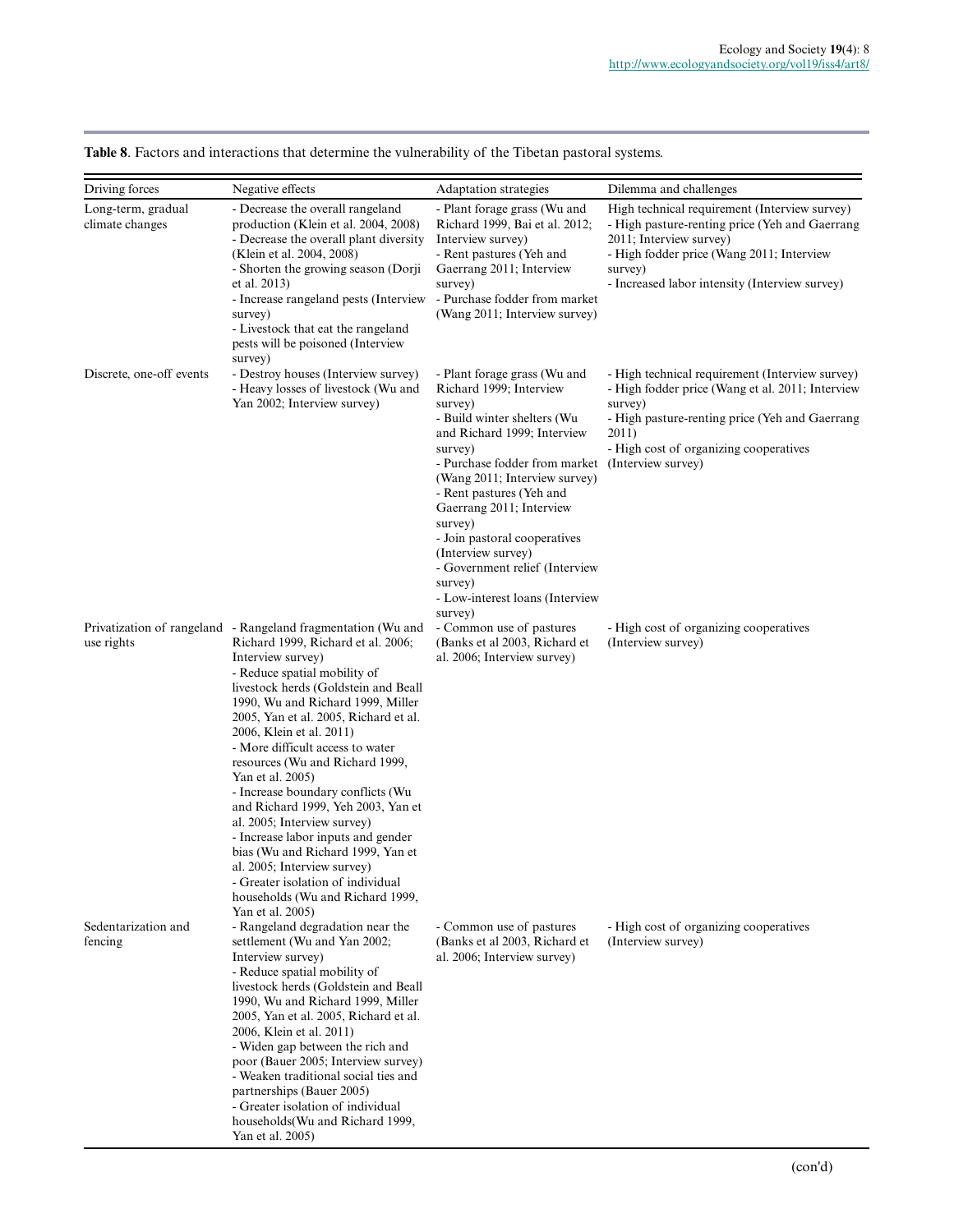**Table 8**. Factors and interactions that determine the vulnerability of the Tibetan pastoral systems.

| Driving forces | Negative effects | Adaptation strategies | Dilemma and challenges |
|---|---|---|---|
| Long-term, gradual climate changes | - Decrease the overall rangeland production (Klein et al. 2004, 2008)<br>- Decrease the overall plant diversity (Klein et al. 2004, 2008)<br>- Shorten the growing season (Dorji et al. 2013)<br>- Increase rangeland pests (Interview survey)<br>- Livestock that eat the rangeland pests will be poisoned (Interview survey) | - Plant forage grass (Wu and Richard 1999, Bai et al. 2012; Interview survey)<br>- Rent pastures (Yeh and Gaerrang 2011; Interview survey)<br>- Purchase fodder from market (Wang 2011; Interview survey) | High technical requirement (Interview survey)<br>- High pasture-renting price (Yeh and Gaerrang 2011; Interview survey)<br>- High fodder price (Wang 2011; Interview survey)<br>- Increased labor intensity (Interview survey) |
| Discrete, one-off events | - Destroy houses (Interview survey)<br>- Heavy losses of livestock (Wu and Yan 2002; Interview survey) | - Plant forage grass (Wu and Richard 1999; Interview survey)<br>- Build winter shelters (Wu and Richard 1999; Interview survey)<br>- Purchase fodder from market (Wang 2011; Interview survey)<br>- Rent pastures (Yeh and Gaerrang 2011; Interview survey)<br>- Join pastoral cooperatives (Interview survey)<br>- Government relief (Interview survey)<br>- Low-interest loans (Interview survey) | - High technical requirement (Interview survey)<br>- High fodder price (Wang et al. 2011; Interview survey)<br>- High pasture-renting price (Yeh and Gaerrang 2011)<br>- High cost of organizing cooperatives (Interview survey) |
| Privatization of rangeland use rights | - Rangeland fragmentation (Wu and Richard 1999, Richard et al. 2006; Interview survey)<br>- Reduce spatial mobility of livestock herds (Goldstein and Beall 1990, Wu and Richard 1999, Miller 2005, Yan et al. 2005, Richard et al. 2006, Klein et al. 2011)<br>- More difficult access to water resources (Wu and Richard 1999, Yan et al. 2005)<br>- Increase boundary conflicts (Wu and Richard 1999, Yeh 2003, Yan et al. 2005; Interview survey)<br>- Increase labor inputs and gender bias (Wu and Richard 1999, Yan et al. 2005; Interview survey)<br>- Greater isolation of individual households (Wu and Richard 1999, Yan et al. 2005) | - Common use of pastures (Banks et al 2003, Richard et al. 2006; Interview survey) | - High cost of organizing cooperatives (Interview survey) |
| Sedentarization and fencing | - Rangeland degradation near the settlement (Wu and Yan 2002; Interview survey)<br>- Reduce spatial mobility of livestock herds (Goldstein and Beall 1990, Wu and Richard 1999, Miller 2005, Yan et al. 2005, Richard et al. 2006, Klein et al. 2011)<br>- Widen gap between the rich and poor (Bauer 2005; Interview survey)<br>- Weaken traditional social ties and partnerships (Bauer 2005)<br>- Greater isolation of individual households(Wu and Richard 1999, Yan et al. 2005) | - Common use of pastures (Banks et al 2003, Richard et al. 2006; Interview survey) | - High cost of organizing cooperatives (Interview survey) |

(con'd)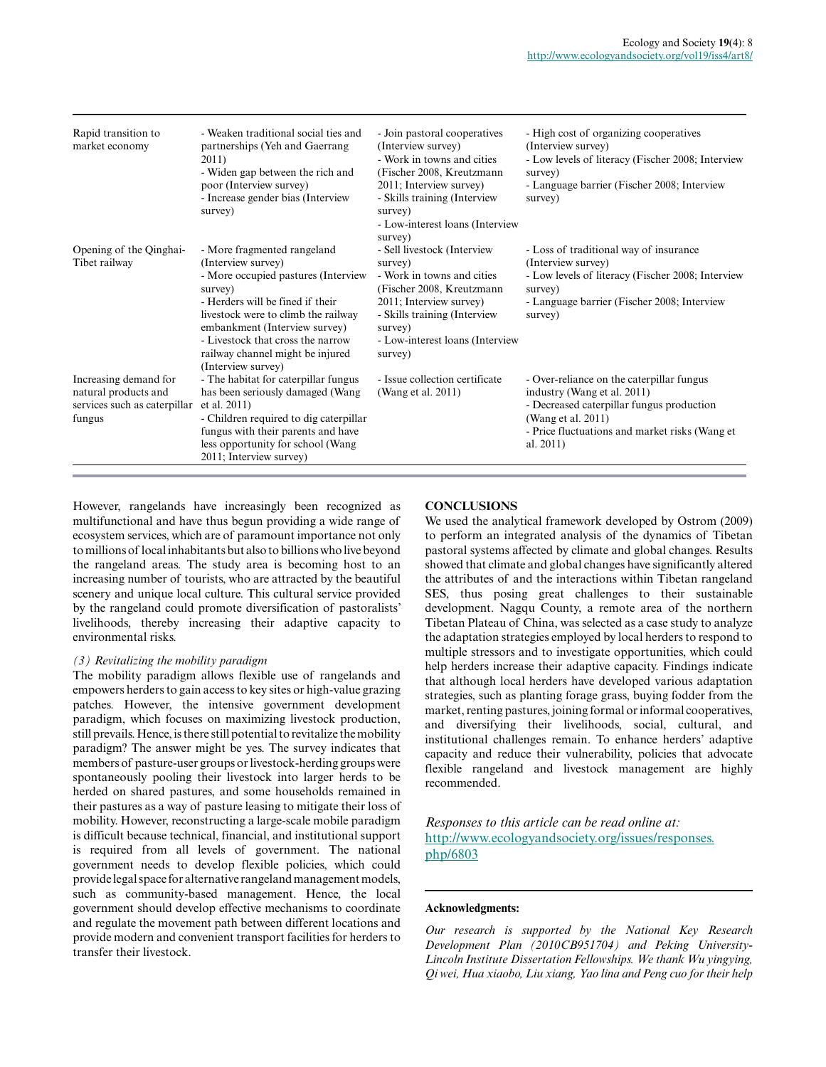| | | | |
|---|---|---|---|
| Rapid transition to market economy | - Weaken traditional social ties and partnerships (Yeh and Gaerrang 2011)<br>- Widen gap between the rich and poor (Interview survey)<br>- Increase gender bias (Interview survey) | - Join pastoral cooperatives (Interview survey)<br>- Work in towns and cities (Fischer 2008, Kreutzmann 2011; Interview survey)<br>- Skills training (Interview survey)<br>- Low-interest loans (Interview survey) | - High cost of organizing cooperatives (Interview survey)<br>- Low levels of literacy (Fischer 2008; Interview survey)<br>- Language barrier (Fischer 2008; Interview survey) |
| Opening of the Qinghai-Tibet railway | - More fragmented rangeland (Interview survey)<br>- More occupied pastures (Interview survey)<br>- Herders will be fined if their livestock were to climb the railway embankment (Interview survey)<br>- Livestock that cross the narrow railway channel might be injured (Interview survey) | - Sell livestock (Interview survey)<br>- Work in towns and cities (Fischer 2008, Kreutzmann 2011; Interview survey)<br>- Skills training (Interview survey)<br>- Low-interest loans (Interview survey) | - Loss of traditional way of insurance (Interview survey)<br>- Low levels of literacy (Fischer 2008; Interview survey)<br>- Language barrier (Fischer 2008; Interview survey) |
| Increasing demand for natural products and services such as caterpillar fungus | - The habitat for caterpillar fungus has been seriously damaged (Wang et al. 2011)<br>- Children required to dig caterpillar fungus with their parents and have less opportunity for school (Wang 2011; Interview survey) | - Issue collection certificate (Wang et al. 2011) | - Over-reliance on the caterpillar fungus industry (Wang et al. 2011)<br>- Decreased caterpillar fungus production (Wang et al. 2011)<br>- Price fluctuations and market risks (Wang et al. 2011) |

However, rangelands have increasingly been recognized as multifunctional and have thus begun providing a wide range of ecosystem services, which are of paramount importance not only to millions of local inhabitants but also to billions who live beyond the rangeland areas. The study area is becoming host to an increasing number of tourists, who are attracted by the beautiful scenery and unique local culture. This cultural service provided by the rangeland could promote diversification of pastoralists' livelihoods, thereby increasing their adaptive capacity to environmental risks.

*(3) Revitalizing the mobility paradigm*

The mobility paradigm allows flexible use of rangelands and empowers herders to gain access to key sites or high-value grazing patches. However, the intensive government development paradigm, which focuses on maximizing livestock production, still prevails. Hence, is there still potential to revitalize the mobility paradigm? The answer might be yes. The survey indicates that members of pasture-user groups or livestock-herding groups were spontaneously pooling their livestock into larger herds to be herded on shared pastures, and some households remained in their pastures as a way of pasture leasing to mitigate their loss of mobility. However, reconstructing a large-scale mobile paradigm is difficult because technical, financial, and institutional support is required from all levels of government. The national government needs to develop flexible policies, which could provide legal space for alternative rangeland management models, such as community-based management. Hence, the local government should develop effective mechanisms to coordinate and regulate the movement path between different locations and provide modern and convenient transport facilities for herders to transfer their livestock.

## CONCLUSIONS

We used the analytical framework developed by Ostrom (2009) to perform an integrated analysis of the dynamics of Tibetan pastoral systems affected by climate and global changes. Results showed that climate and global changes have significantly altered the attributes of and the interactions within Tibetan rangeland SES, thus posing great challenges to their sustainable development. Nagqu County, a remote area of the northern Tibetan Plateau of China, was selected as a case study to analyze the adaptation strategies employed by local herders to respond to multiple stressors and to investigate opportunities, which could help herders increase their adaptive capacity. Findings indicate that although local herders have developed various adaptation strategies, such as planting forage grass, buying fodder from the market, renting pastures, joining formal or informal cooperatives, and diversifying their livelihoods, social, cultural, and institutional challenges remain. To enhance herders' adaptive capacity and reduce their vulnerability, policies that advocate flexible rangeland and livestock management are highly recommended.

*Responses to this article can be read online at:*
http://www.ecologyandsociety.org/issues/responses.php/6803

**Acknowledgments:**

*Our research is supported by the National Key Research Development Plan (2010CB951704) and Peking University-Lincoln Institute Dissertation Fellowships. We thank Wu yingying, Qi wei, Hua xiaobo, Liu xiang, Yao lina and Peng cuo for their help*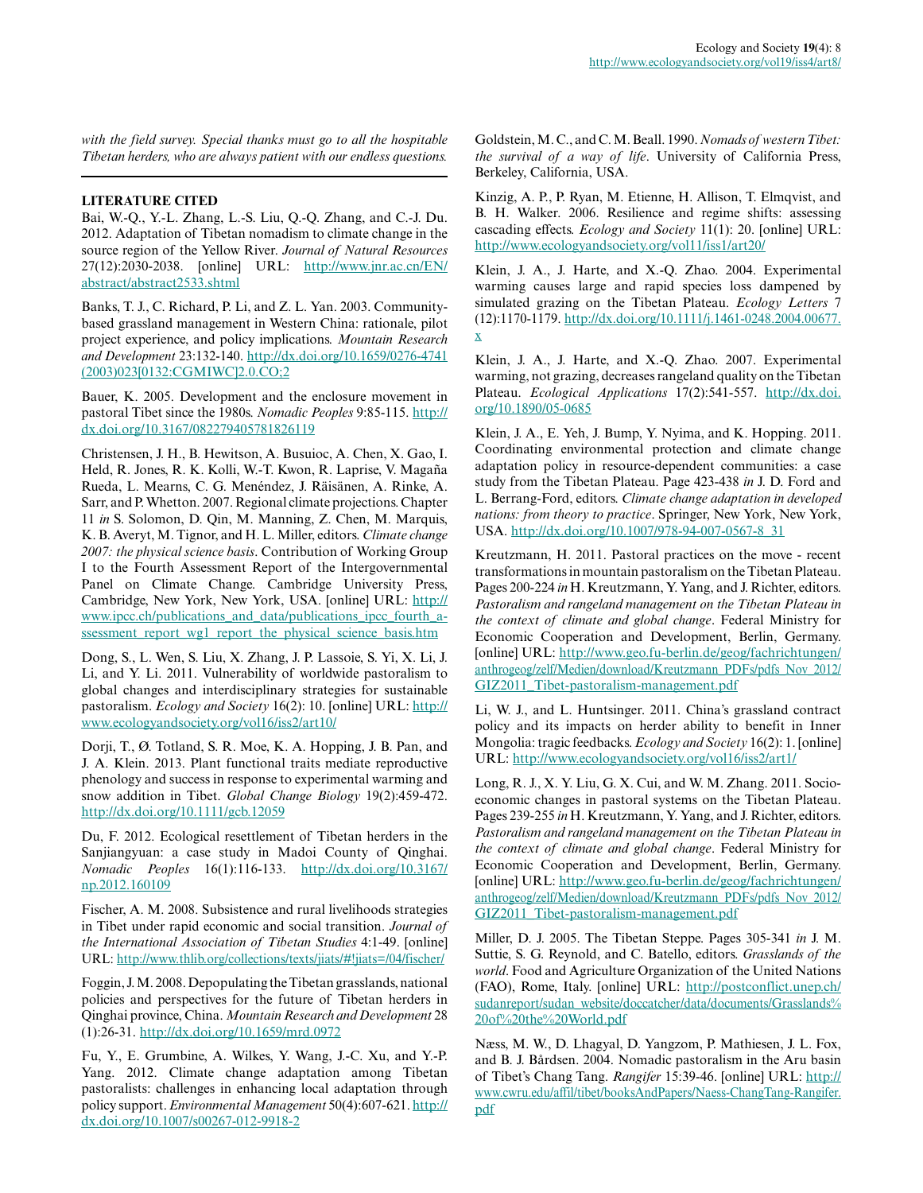*with the field survey. Special thanks must go to all the hospitable Tibetan herders, who are always patient with our endless questions.*

## LITERATURE CITED

Bai, W.-Q., Y.-L. Zhang, L.-S. Liu, Q.-Q. Zhang, and C.-J. Du. 2012. Adaptation of Tibetan nomadism to climate change in the source region of the Yellow River. *Journal of Natural Resources* 27(12):2030-2038. [online] URL: http://www.jnr.ac.cn/EN/abstract/abstract2533.shtml

Banks, T. J., C. Richard, P. Li, and Z. L. Yan. 2003. Community-based grassland management in Western China: rationale, pilot project experience, and policy implications. *Mountain Research and Development* 23:132-140. http://dx.doi.org/10.1659/0276-4741(2003)023[0132:CGMIWC]2.0.CO;2

Bauer, K. 2005. Development and the enclosure movement in pastoral Tibet since the 1980s. *Nomadic Peoples* 9:85-115. http://dx.doi.org/10.3167/082279405781826119

Christensen, J. H., B. Hewitson, A. Busuioc, A. Chen, X. Gao, I. Held, R. Jones, R. K. Kolli, W.-T. Kwon, R. Laprise, V. Magaña Rueda, L. Mearns, C. G. Menéndez, J. Räisänen, A. Rinke, A. Sarr, and P. Whetton. 2007. Regional climate projections. Chapter 11 *in* S. Solomon, D. Qin, M. Manning, Z. Chen, M. Marquis, K. B. Averyt, M. Tignor, and H. L. Miller, editors. *Climate change 2007: the physical science basis*. Contribution of Working Group I to the Fourth Assessment Report of the Intergovernmental Panel on Climate Change. Cambridge University Press, Cambridge, New York, New York, USA. [online] URL: http://www.ipcc.ch/publications_and_data/publications_ipcc_fourth_assessment_report_wg1_report_the_physical_science_basis.htm

Dong, S., L. Wen, S. Liu, X. Zhang, J. P. Lassoie, S. Yi, X. Li, J. Li, and Y. Li. 2011. Vulnerability of worldwide pastoralism to global changes and interdisciplinary strategies for sustainable pastoralism. *Ecology and Society* 16(2): 10. [online] URL: http://www.ecologyandsociety.org/vol16/iss2/art10/

Dorji, T., Ø. Totland, S. R. Moe, K. A. Hopping, J. B. Pan, and J. A. Klein. 2013. Plant functional traits mediate reproductive phenology and success in response to experimental warming and snow addition in Tibet. *Global Change Biology* 19(2):459-472. http://dx.doi.org/10.1111/gcb.12059

Du, F. 2012. Ecological resettlement of Tibetan herders in the Sanjiangyuan: a case study in Madoi County of Qinghai. *Nomadic Peoples* 16(1):116-133. http://dx.doi.org/10.3167/np.2012.160109

Fischer, A. M. 2008. Subsistence and rural livelihoods strategies in Tibet under rapid economic and social transition. *Journal of the International Association of Tibetan Studies* 4:1-49. [online] URL: http://www.thlib.org/collections/texts/jiats/#!jiats=/04/fischer/

Foggin, J. M. 2008. Depopulating the Tibetan grasslands, national policies and perspectives for the future of Tibetan herders in Qinghai province, China. *Mountain Research and Development* 28 (1):26-31. http://dx.doi.org/10.1659/mrd.0972

Fu, Y., E. Grumbine, A. Wilkes, Y. Wang, J.-C. Xu, and Y.-P. Yang. 2012. Climate change adaptation among Tibetan pastoralists: challenges in enhancing local adaptation through policy support. *Environmental Management* 50(4):607-621. http://dx.doi.org/10.1007/s00267-012-9918-2

Goldstein, M. C., and C. M. Beall. 1990. *Nomads of western Tibet: the survival of a way of life*. University of California Press, Berkeley, California, USA.

Kinzig, A. P., P. Ryan, M. Etienne, H. Allison, T. Elmqvist, and B. H. Walker. 2006. Resilience and regime shifts: assessing cascading effects. *Ecology and Society* 11(1): 20. [online] URL: http://www.ecologyandsociety.org/vol11/iss1/art20/

Klein, J. A., J. Harte, and X.-Q. Zhao. 2004. Experimental warming causes large and rapid species loss dampened by simulated grazing on the Tibetan Plateau. *Ecology Letters* 7 (12):1170-1179. http://dx.doi.org/10.1111/j.1461-0248.2004.00677.x

Klein, J. A., J. Harte, and X.-Q. Zhao. 2007. Experimental warming, not grazing, decreases rangeland quality on the Tibetan Plateau. *Ecological Applications* 17(2):541-557. http://dx.doi.org/10.1890/05-0685

Klein, J. A., E. Yeh, J. Bump, Y. Nyima, and K. Hopping. 2011. Coordinating environmental protection and climate change adaptation policy in resource-dependent communities: a case study from the Tibetan Plateau. Page 423-438 *in* J. D. Ford and L. Berrang-Ford, editors. *Climate change adaptation in developed nations: from theory to practice*. Springer, New York, New York, USA. http://dx.doi.org/10.1007/978-94-007-0567-8_31

Kreutzmann, H. 2011. Pastoral practices on the move - recent transformations in mountain pastoralism on the Tibetan Plateau. Pages 200-224 *in* H. Kreutzmann, Y. Yang, and J. Richter, editors. *Pastoralism and rangeland management on the Tibetan Plateau in the context of climate and global change*. Federal Ministry for Economic Cooperation and Development, Berlin, Germany. [online] URL: http://www.geo.fu-berlin.de/geog/fachrichtungen/anthrogeog/zelf/Medien/download/Kreutzmann_PDFs/pdfs_Nov_2012/GIZ2011_Tibet-pastoralism-management.pdf

Li, W. J., and L. Huntsinger. 2011. China's grassland contract policy and its impacts on herder ability to benefit in Inner Mongolia: tragic feedbacks. *Ecology and Society* 16(2): 1. [online] URL: http://www.ecologyandsociety.org/vol16/iss2/art1/

Long, R. J., X. Y. Liu, G. X. Cui, and W. M. Zhang. 2011. Socio-economic changes in pastoral systems on the Tibetan Plateau. Pages 239-255 *in* H. Kreutzmann, Y. Yang, and J. Richter, editors. *Pastoralism and rangeland management on the Tibetan Plateau in the context of climate and global change*. Federal Ministry for Economic Cooperation and Development, Berlin, Germany. [online] URL: http://www.geo.fu-berlin.de/geog/fachrichtungen/anthrogeog/zelf/Medien/download/Kreutzmann_PDFs/pdfs_Nov_2012/GIZ2011_Tibet-pastoralism-management.pdf

Miller, D. J. 2005. The Tibetan Steppe. Pages 305-341 *in* J. M. Suttie, S. G. Reynold, and C. Batello, editors. *Grasslands of the world*. Food and Agriculture Organization of the United Nations (FAO), Rome, Italy. [online] URL: http://postconflict.unep.ch/sudanreport/sudan_website/doccatcher/data/documents/Grasslands%20of%20the%20World.pdf

Næss, M. W., D. Lhagyal, D. Yangzom, P. Mathiesen, J. L. Fox, and B. J. Bårdsen. 2004. Nomadic pastoralism in the Aru basin of Tibet's Chang Tang. *Rangifer* 15:39-46. [online] URL: http://www.cwru.edu/affil/tibet/booksAndPapers/Naess-ChangTang-Rangifer.pdf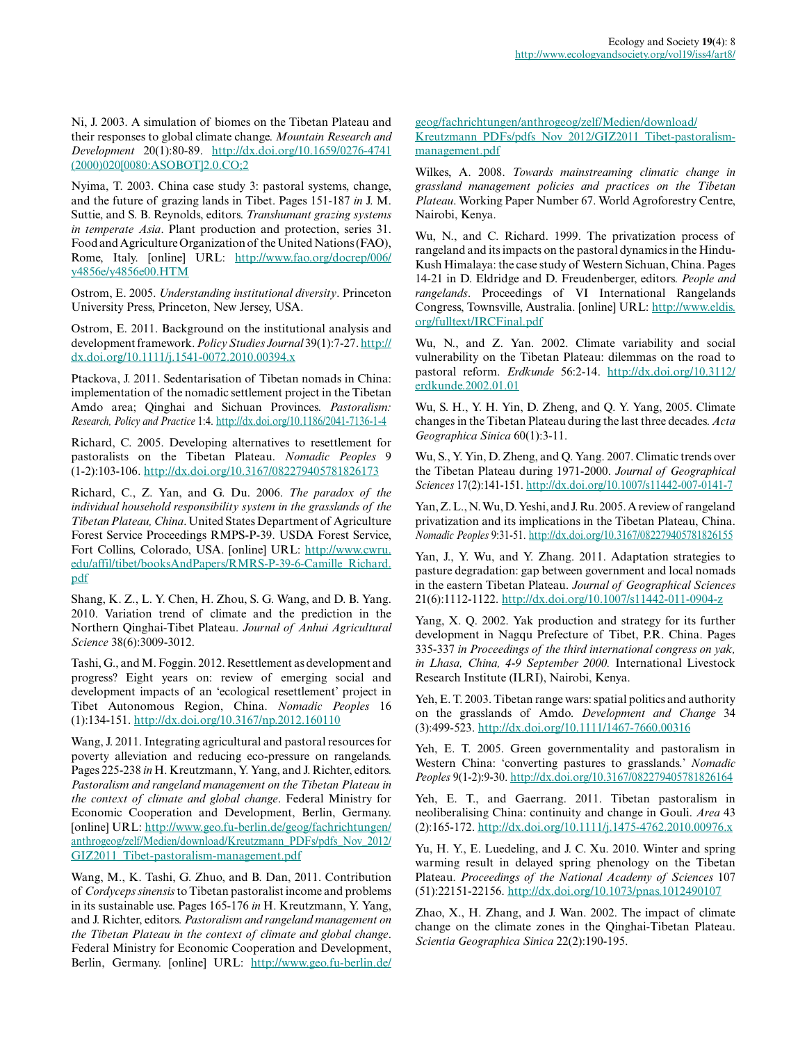Ni, J. 2003. A simulation of biomes on the Tibetan Plateau and their responses to global climate change. *Mountain Research and Development* 20(1):80-89. http://dx.doi.org/10.1659/0276-4741(2000)020[0080:ASOBOT]2.0.CO;2

Nyima, T. 2003. China case study 3: pastoral systems, change, and the future of grazing lands in Tibet. Pages 151-187 *in* J. M. Suttie, and S. B. Reynolds, editors. *Transhumant grazing systems in temperate Asia*. Plant production and protection, series 31. Food and Agriculture Organization of the United Nations (FAO), Rome, Italy. [online] URL: http://www.fao.org/docrep/006/y4856e/y4856e00.HTM

Ostrom, E. 2005. *Understanding institutional diversity*. Princeton University Press, Princeton, New Jersey, USA.

Ostrom, E. 2011. Background on the institutional analysis and development framework. *Policy Studies Journal* 39(1):7-27. http://dx.doi.org/10.1111/j.1541-0072.2010.00394.x

Ptackova, J. 2011. Sedentarisation of Tibetan nomads in China: implementation of the nomadic settlement project in the Tibetan Amdo area; Qinghai and Sichuan Provinces. *Pastoralism: Research, Policy and Practice* 1:4. http://dx.doi.org/10.1186/2041-7136-1-4

Richard, C. 2005. Developing alternatives to resettlement for pastoralists on the Tibetan Plateau. *Nomadic Peoples* 9 (1-2):103-106. http://dx.doi.org/10.3167/082279405781826173

Richard, C., Z. Yan, and G. Du. 2006. *The paradox of the individual household responsibility system in the grasslands of the Tibetan Plateau, China*. United States Department of Agriculture Forest Service Proceedings RMPS-P-39. USDA Forest Service, Fort Collins, Colorado, USA. [online] URL: http://www.cwru.edu/affil/tibet/booksAndPapers/RMRS-P-39-6-Camille_Richard.pdf

Shang, K. Z., L. Y. Chen, H. Zhou, S. G. Wang, and D. B. Yang. 2010. Variation trend of climate and the prediction in the Northern Qinghai-Tibet Plateau. *Journal of Anhui Agricultural Science* 38(6):3009-3012.

Tashi, G., and M. Foggin. 2012. Resettlement as development and progress? Eight years on: review of emerging social and development impacts of an 'ecological resettlement' project in Tibet Autonomous Region, China. *Nomadic Peoples* 16 (1):134-151. http://dx.doi.org/10.3167/np.2012.160110

Wang, J. 2011. Integrating agricultural and pastoral resources for poverty alleviation and reducing eco-pressure on rangelands. Pages 225-238 *in* H. Kreutzmann, Y. Yang, and J. Richter, editors. *Pastoralism and rangeland management on the Tibetan Plateau in the context of climate and global change*. Federal Ministry for Economic Cooperation and Development, Berlin, Germany. [online] URL: http://www.geo.fu-berlin.de/geog/fachrichtungen/anthrogeog/zelf/Medien/download/Kreutzmann_PDFs/pdfs_Nov_2012/GIZ2011_Tibet-pastoralism-management.pdf

Wang, M., K. Tashi, G. Zhuo, and B. Dan, 2011. Contribution of *Cordyceps sinensis* to Tibetan pastoralist income and problems in its sustainable use. Pages 165-176 *in* H. Kreutzmann, Y. Yang, and J. Richter, editors. *Pastoralism and rangeland management on the Tibetan Plateau in the context of climate and global change*. Federal Ministry for Economic Cooperation and Development, Berlin, Germany. [online] URL: http://www.geo.fu-berlin.de/geog/fachrichtungen/anthrogeog/zelf/Medien/download/Kreutzmann_PDFs/pdfs_Nov_2012/GIZ2011_Tibet-pastoralism-management.pdf

Wilkes, A. 2008. *Towards mainstreaming climatic change in grassland management policies and practices on the Tibetan Plateau*. Working Paper Number 67. World Agroforestry Centre, Nairobi, Kenya.

Wu, N., and C. Richard. 1999. The privatization process of rangeland and its impacts on the pastoral dynamics in the Hindu-Kush Himalaya: the case study of Western Sichuan, China. Pages 14-21 in D. Eldridge and D. Freudenberger, editors. *People and rangelands*. Proceedings of VI International Rangelands Congress, Townsville, Australia. [online] URL: http://www.eldis.org/fulltext/IRCFinal.pdf

Wu, N., and Z. Yan. 2002. Climate variability and social vulnerability on the Tibetan Plateau: dilemmas on the road to pastoral reform. *Erdkunde* 56:2-14. http://dx.doi.org/10.3112/erdkunde.2002.01.01

Wu, S. H., Y. H. Yin, D. Zheng, and Q. Y. Yang, 2005. Climate changes in the Tibetan Plateau during the last three decades. *Acta Geographica Sinica* 60(1):3-11.

Wu, S., Y. Yin, D. Zheng, and Q. Yang. 2007. Climatic trends over the Tibetan Plateau during 1971-2000. *Journal of Geographical Sciences* 17(2):141-151. http://dx.doi.org/10.1007/s11442-007-0141-7

Yan, Z. L., N. Wu, D. Yeshi, and J. Ru. 2005. A review of rangeland privatization and its implications in the Tibetan Plateau, China. *Nomadic Peoples* 9:31-51. http://dx.doi.org/10.3167/082279405781826155

Yan, J., Y. Wu, and Y. Zhang. 2011. Adaptation strategies to pasture degradation: gap between government and local nomads in the eastern Tibetan Plateau. *Journal of Geographical Sciences* 21(6):1112-1122. http://dx.doi.org/10.1007/s11442-011-0904-z

Yang, X. Q. 2002. Yak production and strategy for its further development in Nagqu Prefecture of Tibet, P.R. China. Pages 335-337 *in Proceedings of the third international congress on yak, in Lhasa, China, 4-9 September 2000.* International Livestock Research Institute (ILRI), Nairobi, Kenya.

Yeh, E. T. 2003. Tibetan range wars: spatial politics and authority on the grasslands of Amdo. *Development and Change* 34 (3):499-523. http://dx.doi.org/10.1111/1467-7660.00316

Yeh, E. T. 2005. Green governmentality and pastoralism in Western China: 'converting pastures to grasslands.' *Nomadic Peoples* 9(1-2):9-30. http://dx.doi.org/10.3167/082279405781826164

Yeh, E. T., and Gaerrang. 2011. Tibetan pastoralism in neoliberalising China: continuity and change in Gouli. *Area* 43 (2):165-172. http://dx.doi.org/10.1111/j.1475-4762.2010.00976.x

Yu, H. Y., E. Luedeling, and J. C. Xu. 2010. Winter and spring warming result in delayed spring phenology on the Tibetan Plateau. *Proceedings of the National Academy of Sciences* 107 (51):22151-22156. http://dx.doi.org/10.1073/pnas.1012490107

Zhao, X., H. Zhang, and J. Wan. 2002. The impact of climate change on the climate zones in the Qinghai-Tibetan Plateau. *Scientia Geographica Sinica* 22(2):190-195.